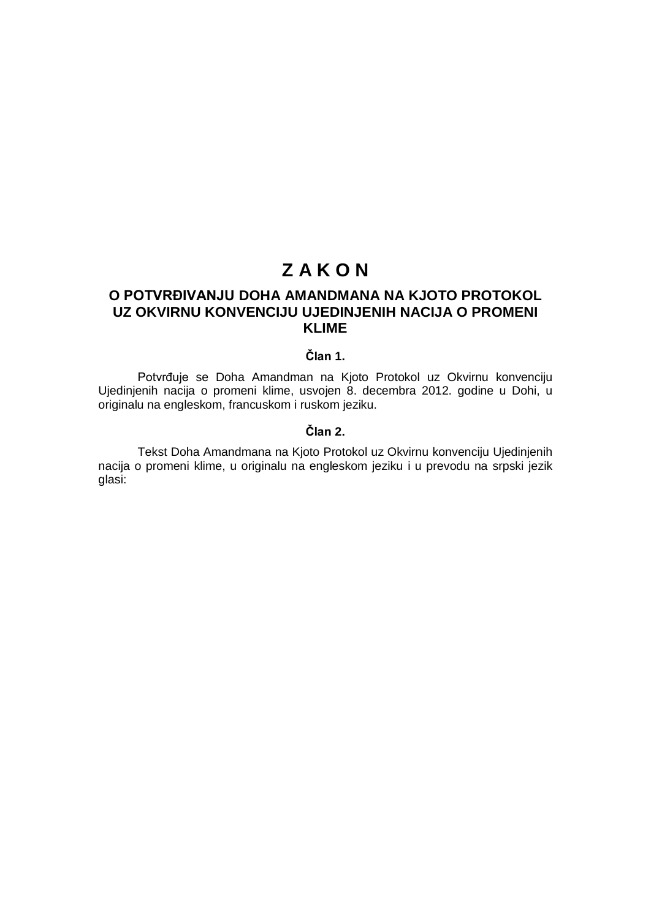# Z A K O N

## O POTVRĐIVANJU DOHA AMANDMANA NA KJOTO PROTOKOL UZ OKVIRNU KONVENCIJU UJEDINJENIH NACIJA O PROMENI KLIME

### Član 1.

Potvrđuje se Doha Amandman na Kjoto Protokol uz Okvirnu konvenciju Ujedinjenih nacija o promeni klime, usvojen 8. decembra 2012. godine u Dohi, u originalu na engleskom, francuskom i ruskom jeziku.

### Član 2.

Tekst Doha Amandmana na Kjoto Protokol uz Okvirnu konvenciju Ujedinjenih nacija o promeni klime, u originalu na engleskom jeziku i u prevodu na srpski jezik glasi: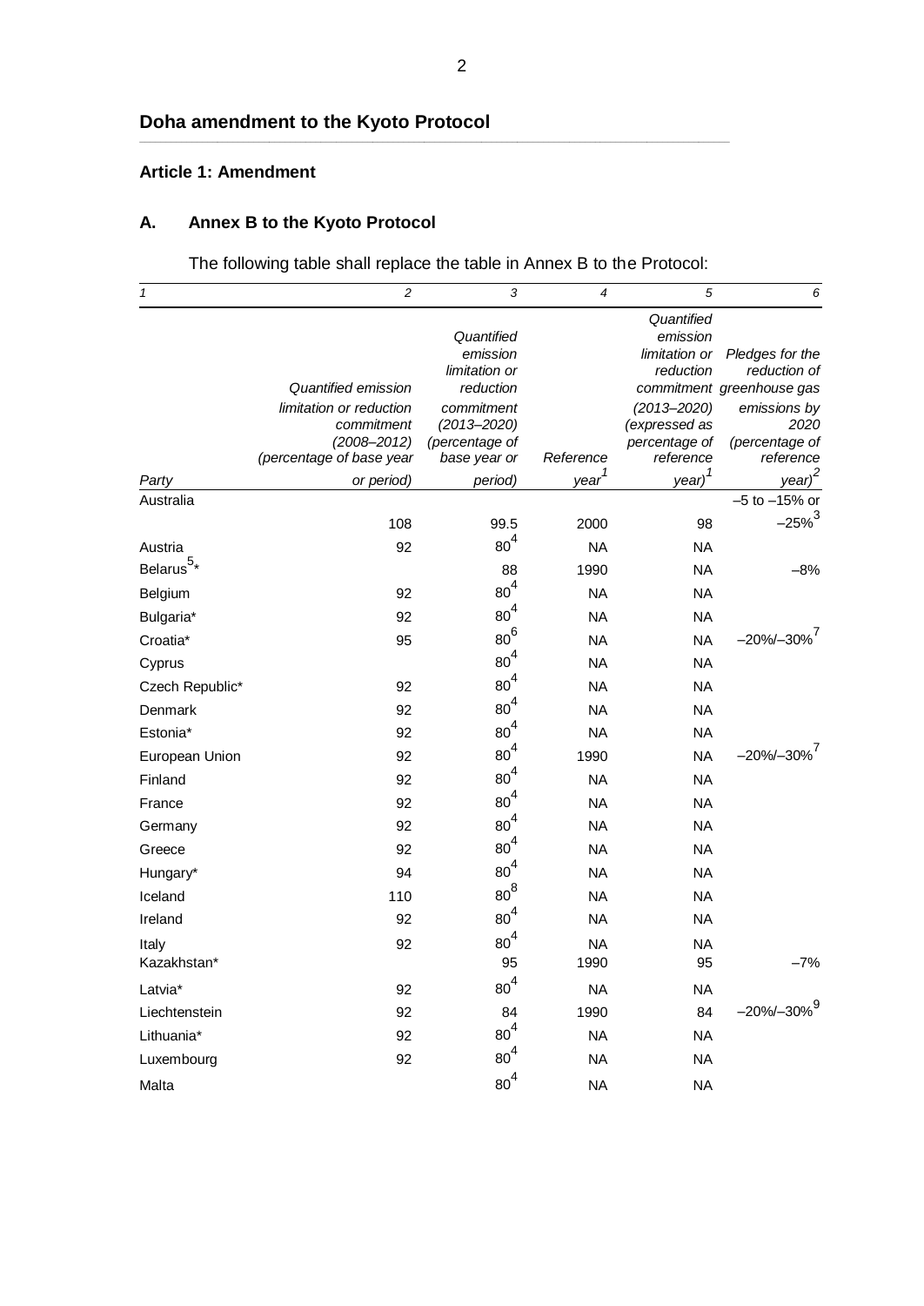## Doha amendment to the Kyoto Protocol

### Article 1: Amendment

### A. Annex B to the Kyoto Protocol

The following table shall replace the table in Annex B to the Protocol:

| *1* | *2* | *3* | *4* | *5* | *6* |
|---|---|---|---|---|---|
| *Party* | *Quantified emission limitation or reduction commitment (2008–2012) (percentage of base year or period)* | *Quantified emission limitation or reduction commitment (2013–2020) (percentage of base year or period)* | *Reference year*[1] | *Quantified emission limitation or reduction commitment (2013–2020) (expressed as percentage of reference year)*[1] | *Pledges for the reduction of greenhouse gas emissions by 2020 (percentage of reference year)*[2] |
| Australia | 108 | 99.5 | 2000 | 98 | –5 to –15% or –25%[3] |
| Austria | 92 | 80[4] | NA | NA | |
| Belarus[5]* | | 88 | 1990 | NA | –8% |
| Belgium | 92 | 80[4] | NA | NA | |
| Bulgaria* | 92 | 80[4] | NA | NA | |
| Croatia* | 95 | 80[6] | NA | NA | –20%/–30%[7] |
| Cyprus | | 80[4] | NA | NA | |
| Czech Republic* | 92 | 80[4] | NA | NA | |
| Denmark | 92 | 80[4] | NA | NA | |
| Estonia* | 92 | 80[4] | NA | NA | |
| European Union | 92 | 80[4] | 1990 | NA | –20%/–30%[7] |
| Finland | 92 | 80[4] | NA | NA | |
| France | 92 | 80[4] | NA | NA | |
| Germany | 92 | 80[4] | NA | NA | |
| Greece | 92 | 80[4] | NA | NA | |
| Hungary* | 94 | 80[4] | NA | NA | |
| Iceland | 110 | 80[8] | NA | NA | |
| Ireland | 92 | 80[4] | NA | NA | |
| Italy | 92 | 80[4] | NA | NA | |
| Kazakhstan* | | 95 | 1990 | 95 | –7% |
| Latvia* | 92 | 80[4] | NA | NA | |
| Liechtenstein | 92 | 84 | 1990 | 84 | –20%/–30%[9] |
| Lithuania* | 92 | 80[4] | NA | NA | |
| Luxembourg | 92 | 80[4] | NA | NA | |
| Malta | | 80[4] | NA | NA | |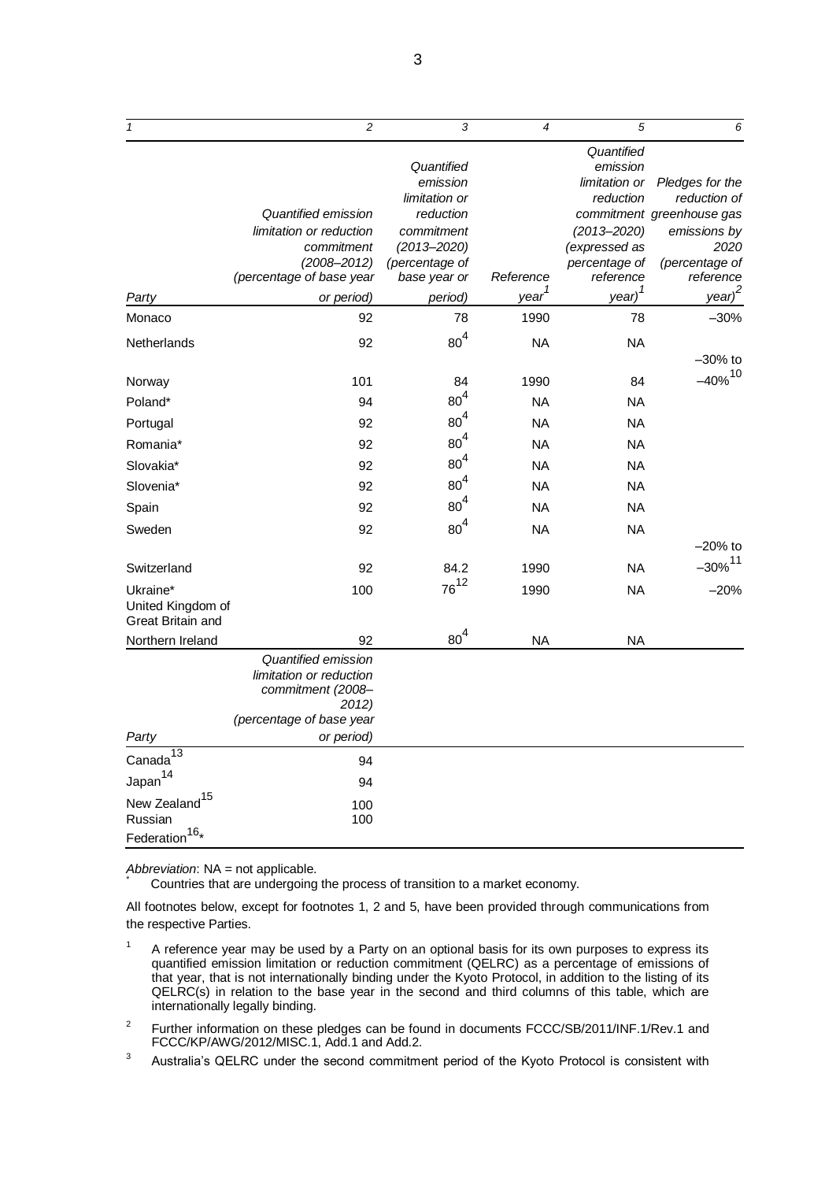| *1* | *2* | *3* | *4* | *5* | *6* |
|---|---|---|---|---|---|
| *Party* | *Quantified emission limitation or reduction commitment (2008–2012) (percentage of base year or period)* | *Quantified emission limitation or reduction commitment (2013–2020) (percentage of base year or period)* | *Reference year*[1] | *Quantified emission limitation or reduction commitment (2013–2020) (expressed as percentage of reference year)*[1] | *Pledges for the reduction of greenhouse gas emissions by 2020 (percentage of reference year)*[2] |
| Monaco | 92 | 78 | 1990 | 78 | –30% |
| Netherlands | 92 | 80[4] | NA | NA | |
| Norway | 101 | 84 | 1990 | 84 | –30% to –40%[10] |
| Poland* | 94 | 80[4] | NA | NA | |
| Portugal | 92 | 80[4] | NA | NA | |
| Romania* | 92 | 80[4] | NA | NA | |
| Slovakia* | 92 | 80[4] | NA | NA | |
| Slovenia* | 92 | 80[4] | NA | NA | |
| Spain | 92 | 80[4] | NA | NA | |
| Sweden | 92 | 80[4] | NA | NA | |
| Switzerland | 92 | 84.2 | 1990 | NA | –20% to –30%[11] |
| Ukraine* | 100 | 76[12] | 1990 | NA | –20% |
| United Kingdom of Great Britain and Northern Ireland | 92 | 80[4] | NA | NA | |
| *Party* | *Quantified emission limitation or reduction commitment (2008–2012) (percentage of base year or period)* | | | | |
| Canada[13] | 94 | | | | |
| Japan[14] | 94 | | | | |
| New Zealand[15] | 100 | | | | |
| Russian Federation[16]* | 100 | | | | |

*Abbreviation*: NA = not applicable.

\* Countries that are undergoing the process of transition to a market economy.

All footnotes below, except for footnotes 1, 2 and 5, have been provided through communications from the respective Parties.

[1] A reference year may be used by a Party on an optional basis for its own purposes to express its quantified emission limitation or reduction commitment (QELRC) as a percentage of emissions of that year, that is not internationally binding under the Kyoto Protocol, in addition to the listing of its QELRC(s) in relation to the base year in the second and third columns of this table, which are internationally legally binding.

[2] Further information on these pledges can be found in documents FCCC/SB/2011/INF.1/Rev.1 and FCCC/KP/AWG/2012/MISC.1, Add.1 and Add.2.

[3] Australia's QELRC under the second commitment period of the Kyoto Protocol is consistent with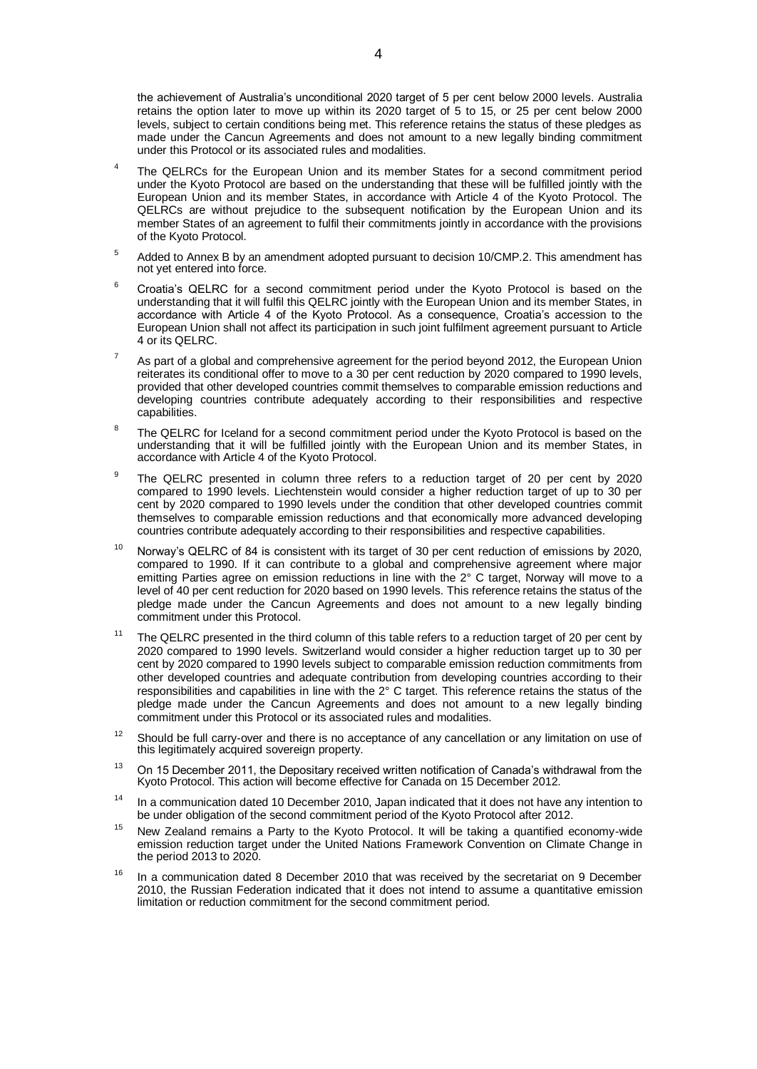the achievement of Australia's unconditional 2020 target of 5 per cent below 2000 levels. Australia retains the option later to move up within its 2020 target of 5 to 15, or 25 per cent below 2000 levels, subject to certain conditions being met. This reference retains the status of these pledges as made under the Cancun Agreements and does not amount to a new legally binding commitment under this Protocol or its associated rules and modalities.

[4] The QELRCs for the European Union and its member States for a second commitment period under the Kyoto Protocol are based on the understanding that these will be fulfilled jointly with the European Union and its member States, in accordance with Article 4 of the Kyoto Protocol. The QELRCs are without prejudice to the subsequent notification by the European Union and its member States of an agreement to fulfil their commitments jointly in accordance with the provisions of the Kyoto Protocol.

[5] Added to Annex B by an amendment adopted pursuant to decision 10/CMP.2. This amendment has not yet entered into force.

[6] Croatia's QELRC for a second commitment period under the Kyoto Protocol is based on the understanding that it will fulfil this QELRC jointly with the European Union and its member States, in accordance with Article 4 of the Kyoto Protocol. As a consequence, Croatia's accession to the European Union shall not affect its participation in such joint fulfilment agreement pursuant to Article 4 or its QELRC.

[7] As part of a global and comprehensive agreement for the period beyond 2012, the European Union reiterates its conditional offer to move to a 30 per cent reduction by 2020 compared to 1990 levels, provided that other developed countries commit themselves to comparable emission reductions and developing countries contribute adequately according to their responsibilities and respective capabilities.

[8] The QELRC for Iceland for a second commitment period under the Kyoto Protocol is based on the understanding that it will be fulfilled jointly with the European Union and its member States, in accordance with Article 4 of the Kyoto Protocol.

[9] The QELRC presented in column three refers to a reduction target of 20 per cent by 2020 compared to 1990 levels. Liechtenstein would consider a higher reduction target of up to 30 per cent by 2020 compared to 1990 levels under the condition that other developed countries commit themselves to comparable emission reductions and that economically more advanced developing countries contribute adequately according to their responsibilities and respective capabilities.

[10] Norway's QELRC of 84 is consistent with its target of 30 per cent reduction of emissions by 2020, compared to 1990. If it can contribute to a global and comprehensive agreement where major emitting Parties agree on emission reductions in line with the 2° C target, Norway will move to a level of 40 per cent reduction for 2020 based on 1990 levels. This reference retains the status of the pledge made under the Cancun Agreements and does not amount to a new legally binding commitment under this Protocol.

[11] The QELRC presented in the third column of this table refers to a reduction target of 20 per cent by 2020 compared to 1990 levels. Switzerland would consider a higher reduction target up to 30 per cent by 2020 compared to 1990 levels subject to comparable emission reduction commitments from other developed countries and adequate contribution from developing countries according to their responsibilities and capabilities in line with the 2° C target. This reference retains the status of the pledge made under the Cancun Agreements and does not amount to a new legally binding commitment under this Protocol or its associated rules and modalities.

[12] Should be full carry-over and there is no acceptance of any cancellation or any limitation on use of this legitimately acquired sovereign property.

[13] On 15 December 2011, the Depositary received written notification of Canada's withdrawal from the Kyoto Protocol. This action will become effective for Canada on 15 December 2012.

[14] In a communication dated 10 December 2010, Japan indicated that it does not have any intention to be under obligation of the second commitment period of the Kyoto Protocol after 2012.

[15] New Zealand remains a Party to the Kyoto Protocol. It will be taking a quantified economy-wide emission reduction target under the United Nations Framework Convention on Climate Change in the period 2013 to 2020.

[16] In a communication dated 8 December 2010 that was received by the secretariat on 9 December 2010, the Russian Federation indicated that it does not intend to assume a quantitative emission limitation or reduction commitment for the second commitment period.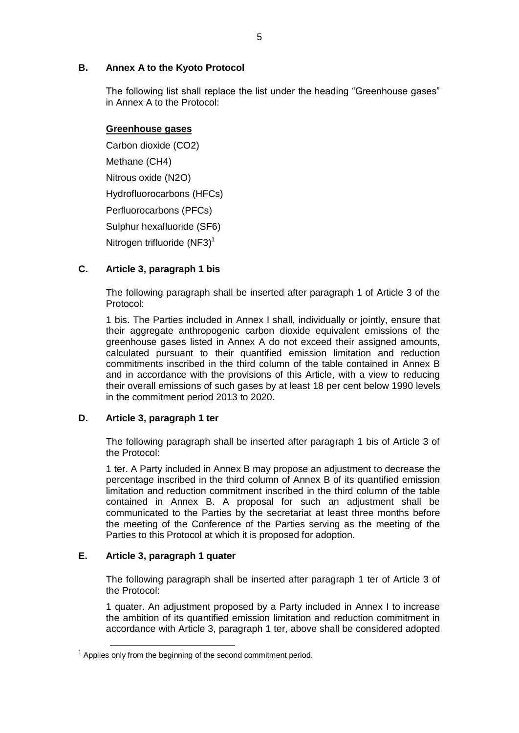## B. Annex A to the Kyoto Protocol

The following list shall replace the list under the heading "Greenhouse gases" in Annex A to the Protocol:

**Greenhouse gases**

Carbon dioxide ($CO_2$)

Methane ($CH_4$)

Nitrous oxide ($N_2O$)

Hydrofluorocarbons (HFCs)

Perfluorocarbons (PFCs)

Sulphur hexafluoride ($SF_6$)

Nitrogen trifluoride ($NF_3$)[1]

## C. Article 3, paragraph 1 bis

The following paragraph shall be inserted after paragraph 1 of Article 3 of the Protocol:

1 bis. The Parties included in Annex I shall, individually or jointly, ensure that their aggregate anthropogenic carbon dioxide equivalent emissions of the greenhouse gases listed in Annex A do not exceed their assigned amounts, calculated pursuant to their quantified emission limitation and reduction commitments inscribed in the third column of the table contained in Annex B and in accordance with the provisions of this Article, with a view to reducing their overall emissions of such gases by at least 18 per cent below 1990 levels in the commitment period 2013 to 2020.

## D. Article 3, paragraph 1 ter

The following paragraph shall be inserted after paragraph 1 bis of Article 3 of the Protocol:

1 ter. A Party included in Annex B may propose an adjustment to decrease the percentage inscribed in the third column of Annex B of its quantified emission limitation and reduction commitment inscribed in the third column of the table contained in Annex B. A proposal for such an adjustment shall be communicated to the Parties by the secretariat at least three months before the meeting of the Conference of the Parties serving as the meeting of the Parties to this Protocol at which it is proposed for adoption.

## E. Article 3, paragraph 1 quater

The following paragraph shall be inserted after paragraph 1 ter of Article 3 of the Protocol:

1 quater. An adjustment proposed by a Party included in Annex I to increase the ambition of its quantified emission limitation and reduction commitment in accordance with Article 3, paragraph 1 ter, above shall be considered adopted

---

[1] Applies only from the beginning of the second commitment period.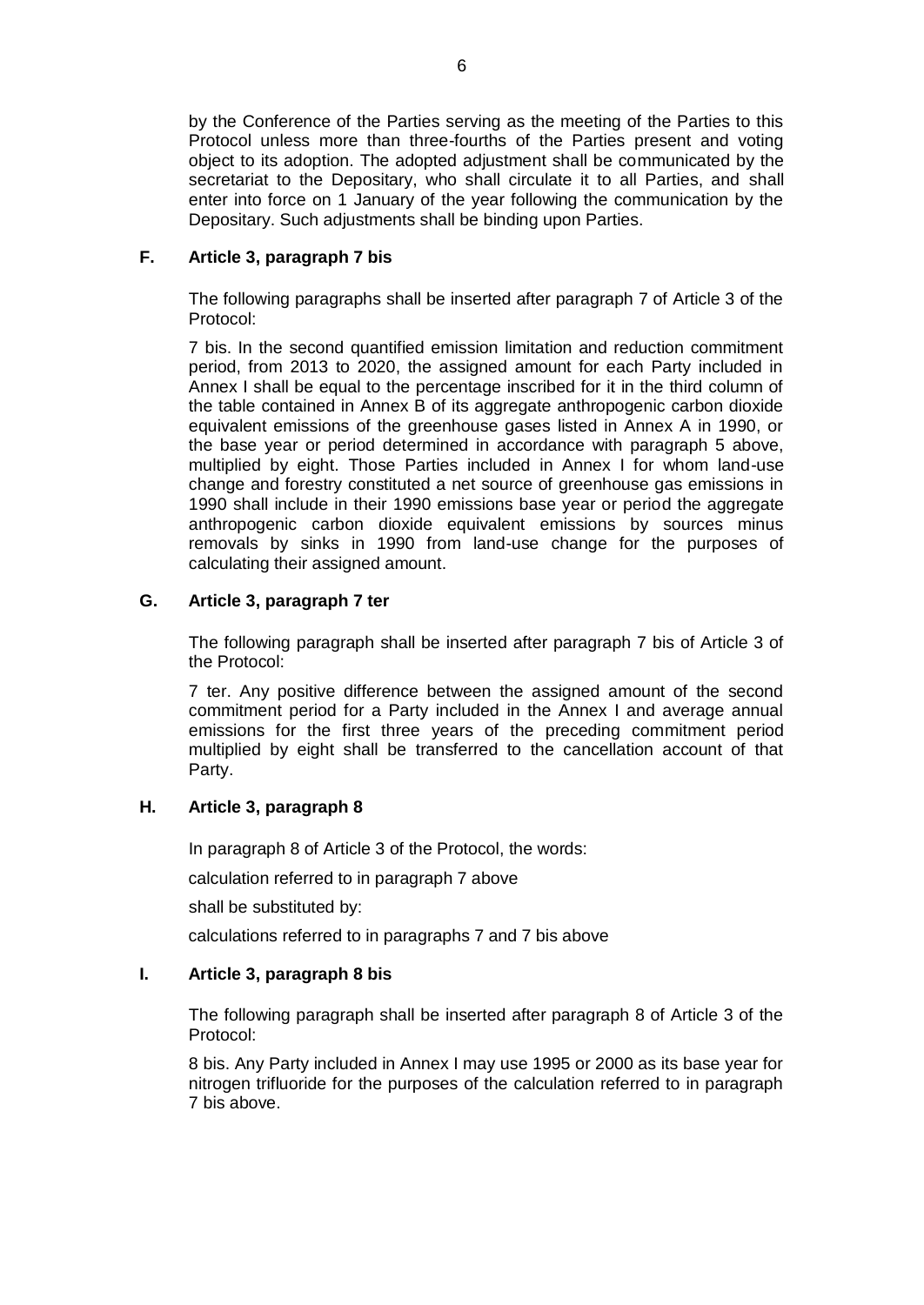by the Conference of the Parties serving as the meeting of the Parties to this Protocol unless more than three-fourths of the Parties present and voting object to its adoption. The adopted adjustment shall be communicated by the secretariat to the Depositary, who shall circulate it to all Parties, and shall enter into force on 1 January of the year following the communication by the Depositary. Such adjustments shall be binding upon Parties.

### F. Article 3, paragraph 7 bis

The following paragraphs shall be inserted after paragraph 7 of Article 3 of the Protocol:

7 bis. In the second quantified emission limitation and reduction commitment period, from 2013 to 2020, the assigned amount for each Party included in Annex I shall be equal to the percentage inscribed for it in the third column of the table contained in Annex B of its aggregate anthropogenic carbon dioxide equivalent emissions of the greenhouse gases listed in Annex A in 1990, or the base year or period determined in accordance with paragraph 5 above, multiplied by eight. Those Parties included in Annex I for whom land-use change and forestry constituted a net source of greenhouse gas emissions in 1990 shall include in their 1990 emissions base year or period the aggregate anthropogenic carbon dioxide equivalent emissions by sources minus removals by sinks in 1990 from land-use change for the purposes of calculating their assigned amount.

### G. Article 3, paragraph 7 ter

The following paragraph shall be inserted after paragraph 7 bis of Article 3 of the Protocol:

7 ter. Any positive difference between the assigned amount of the second commitment period for a Party included in the Annex I and average annual emissions for the first three years of the preceding commitment period multiplied by eight shall be transferred to the cancellation account of that Party.

### H. Article 3, paragraph 8

In paragraph 8 of Article 3 of the Protocol, the words:

calculation referred to in paragraph 7 above

shall be substituted by:

calculations referred to in paragraphs 7 and 7 bis above

### I. Article 3, paragraph 8 bis

The following paragraph shall be inserted after paragraph 8 of Article 3 of the Protocol:

8 bis. Any Party included in Annex I may use 1995 or 2000 as its base year for nitrogen trifluoride for the purposes of the calculation referred to in paragraph 7 bis above.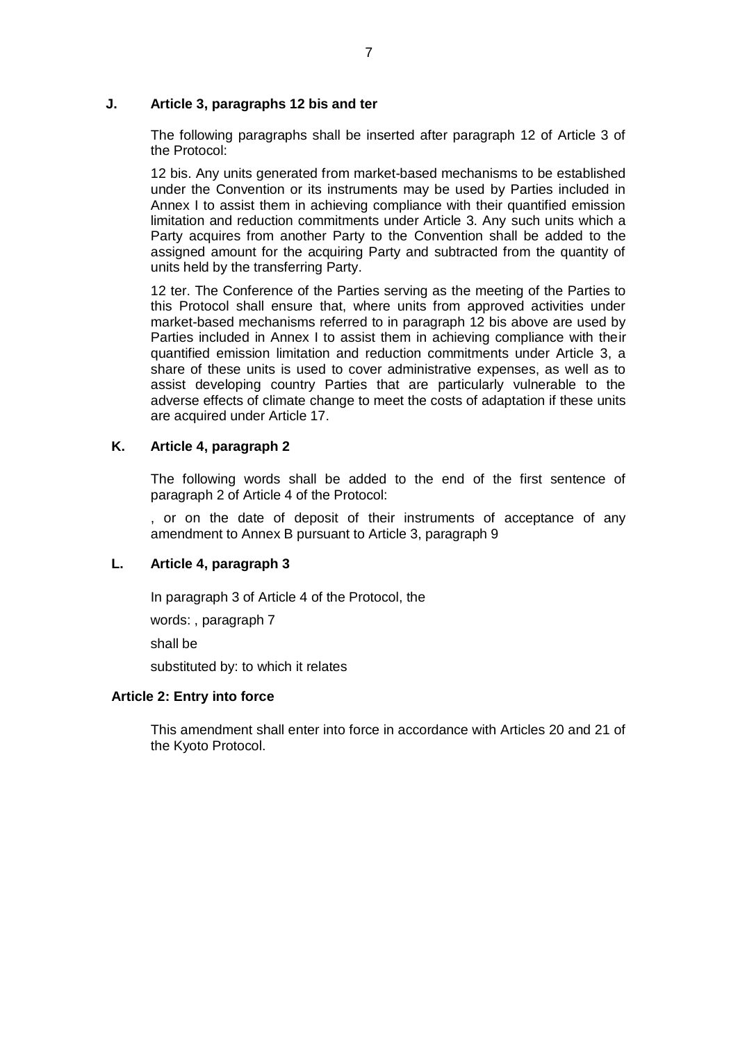### J. Article 3, paragraphs 12 bis and ter

The following paragraphs shall be inserted after paragraph 12 of Article 3 of the Protocol:

12 bis. Any units generated from market-based mechanisms to be established under the Convention or its instruments may be used by Parties included in Annex I to assist them in achieving compliance with their quantified emission limitation and reduction commitments under Article 3. Any such units which a Party acquires from another Party to the Convention shall be added to the assigned amount for the acquiring Party and subtracted from the quantity of units held by the transferring Party.

12 ter. The Conference of the Parties serving as the meeting of the Parties to this Protocol shall ensure that, where units from approved activities under market-based mechanisms referred to in paragraph 12 bis above are used by Parties included in Annex I to assist them in achieving compliance with their quantified emission limitation and reduction commitments under Article 3, a share of these units is used to cover administrative expenses, as well as to assist developing country Parties that are particularly vulnerable to the adverse effects of climate change to meet the costs of adaptation if these units are acquired under Article 17.

### K. Article 4, paragraph 2

The following words shall be added to the end of the first sentence of paragraph 2 of Article 4 of the Protocol:

, or on the date of deposit of their instruments of acceptance of any amendment to Annex B pursuant to Article 3, paragraph 9

### L. Article 4, paragraph 3

In paragraph 3 of Article 4 of the Protocol, the

words: , paragraph 7

shall be

substituted by: to which it relates

### Article 2: Entry into force

This amendment shall enter into force in accordance with Articles 20 and 21 of the Kyoto Protocol.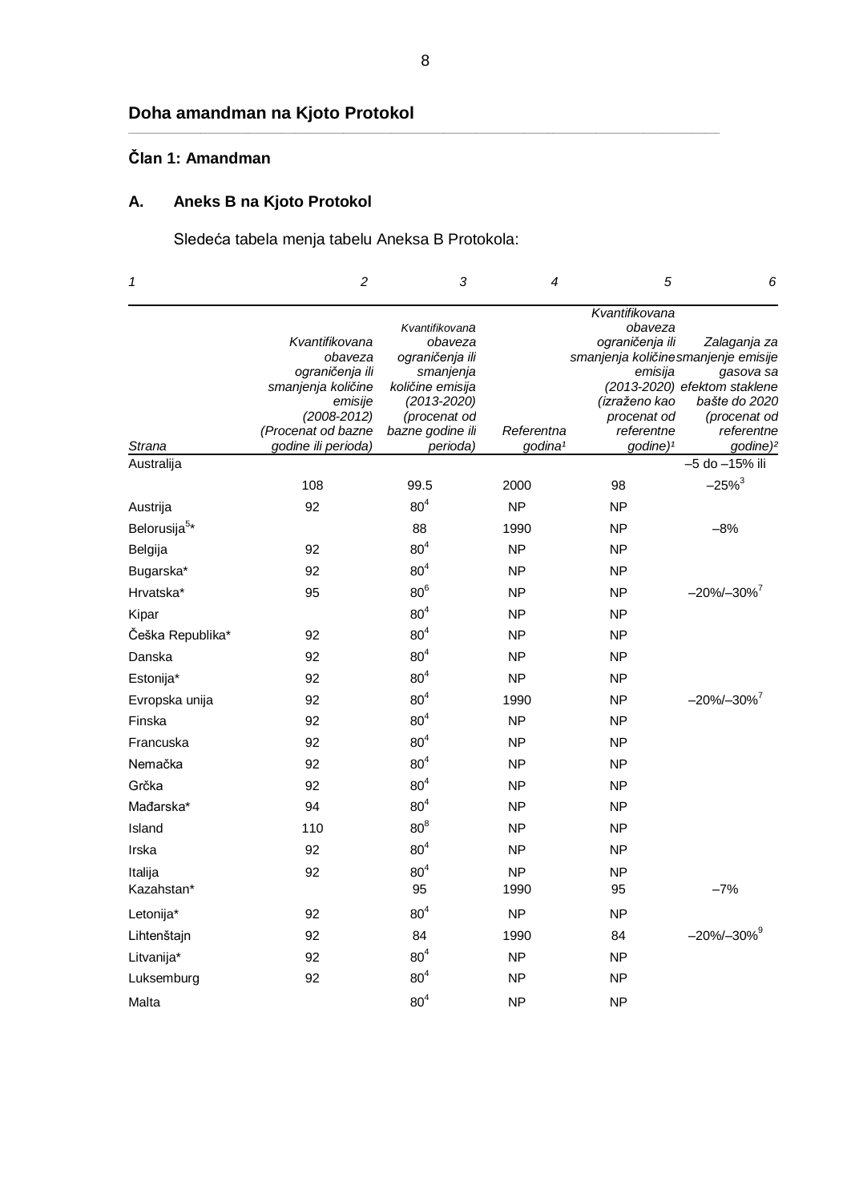## Doha amandman na Kjoto Protokol

### Član 1: Amandman

### A. Aneks B na Kjoto Protokol

Sledeća tabela menja tabelu Aneksa B Protokola:

| 1 | 2 | 3 | 4 | 5 | 6 |
|---|---|---|---|---|---|
| *Strana* | *Kvantifikovana obaveza ograničenja ili smanjenja količine emisije (2008-2012) (Procenat od bazne godine ili perioda)* | *Kvantifikovana obaveza ograničenja ili smanjenja količine emisija (2013-2020) (procenat od bazne godine ili perioda)* | *Referentna godina*[1] | *Kvantifikovana obaveza ograničenja ili smanjenja količine emisija (2013-2020) (izraženo kao procenat od referentne godine)*[1] | *Zalaganja za smanjenje emisije gasova sa efektom staklene bašte do 2020 (procenat od referentne godine)*[2] |
| Australija | 108 | 99.5 | 2000 | 98 | –5 do –15% ili –25%[3] |
| Austrija | 92 | 80[4] | NP | NP | |
| Belorusija[5]* | | 88 | 1990 | NP | –8% |
| Belgija | 92 | 80[4] | NP | NP | |
| Bugarska* | 92 | 80[4] | NP | NP | |
| Hrvatska* | 95 | 80[6] | NP | NP | –20%/–30%[7] |
| Kipar | | 80[4] | NP | NP | |
| Češka Republika* | 92 | 80[4] | NP | NP | |
| Danska | 92 | 80[4] | NP | NP | |
| Estonija* | 92 | 80[4] | NP | NP | |
| Evropska unija | 92 | 80[4] | 1990 | NP | –20%/–30%[7] |
| Finska | 92 | 80[4] | NP | NP | |
| Francuska | 92 | 80[4] | NP | NP | |
| Nemačka | 92 | 80[4] | NP | NP | |
| Grčka | 92 | 80[4] | NP | NP | |
| Mađarska* | 94 | 80[4] | NP | NP | |
| Island | 110 | 80[8] | NP | NP | |
| Irska | 92 | 80[4] | NP | NP | |
| Italija | 92 | 80[4] | NP | NP | |
| Kazahstan* | | 95 | 1990 | 95 | –7% |
| Letonija* | 92 | 80[4] | NP | NP | |
| Lihtenštajn | 92 | 84 | 1990 | 84 | –20%/–30%[9] |
| Litvanija* | 92 | 80[4] | NP | NP | |
| Luksemburg | 92 | 80[4] | NP | NP | |
| Malta | | 80[4] | NP | NP | |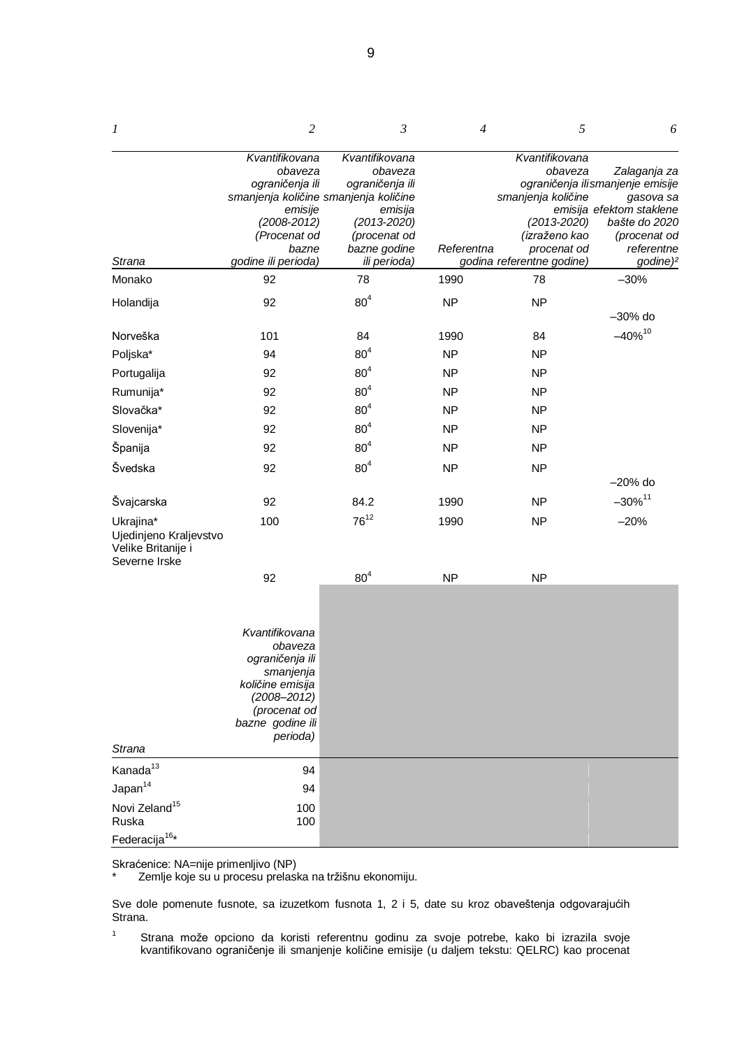| *1* | *2* | *3* | *4* | *5* | *6* |
|---|---|---|---|---|---|
| *Strana* | *Kvantifikovana obaveza ograničenja ili smanjenja količine emisije (2008-2012) (Procenat od bazne godine ili perioda)* | *Kvantifikovana obaveza ograničenja ili smanjenja količine emisija (2013-2020) (procenat od bazne godine ili perioda)* | *Referentna godina* | *Kvantifikovana obaveza ograničenja ili smanjenja količine emisija (2013-2020) (izraženo kao procenat od referentne godine)* | *Zalaganja za smanjenje emisije gasova sa efektom staklene bašte do 2020 (procenat od referentne godine)²* |
| Monako | 92 | 78 | 1990 | 78 | –30% |
| Holandija | 92 | 80[4] | NP | NP | |
| Norveška | 101 | 84 | 1990 | 84 | –30% do –40%[10] |
| Poljska* | 94 | 80[4] | NP | NP | |
| Portugalija | 92 | 80[4] | NP | NP | |
| Rumunija* | 92 | 80[4] | NP | NP | |
| Slovačka* | 92 | 80[4] | NP | NP | |
| Slovenija* | 92 | 80[4] | NP | NP | |
| Španija | 92 | 80[4] | NP | NP | |
| Švedska | 92 | 80[4] | NP | NP | |
| Švajcarska | 92 | 84.2 | 1990 | NP | –20% do –30%[11] |
| Ukrajina* | 100 | 76[12] | 1990 | NP | –20% |
| Ujedinjeno Kraljevstvo Velike Britanije i Severne Irske | 92 | 80[4] | NP | NP | |

| *Strana* | *Kvantifikovana obaveza ograničenja ili smanjenja količine emisija (2008–2012) (procenat od bazne godine ili perioda)* | | | | |
|---|---|---|---|---|---|
| Kanada[13] | 94 | | | | |
| Japan[14] | 94 | | | | |
| Novi Zeland[15] | 100 | | | | |
| Ruska Federacija[16]* | 100 | | | | |

Skraćenice: NA=nije primenljivo (NP)

\* Zemlje koje su u procesu prelaska na tržišnu ekonomiju.

Sve dole pomenute fusnote, sa izuzetkom fusnota 1, 2 i 5, date su kroz obaveštenja odgovarajućih Strana.

1 Strana može opciono da koristi referentnu godinu za svoje potrebe, kako bi izrazila svoje kvantifikovano ograničenje ili smanjenje količine emisije (u daljem tekstu: QELRC) kao procenat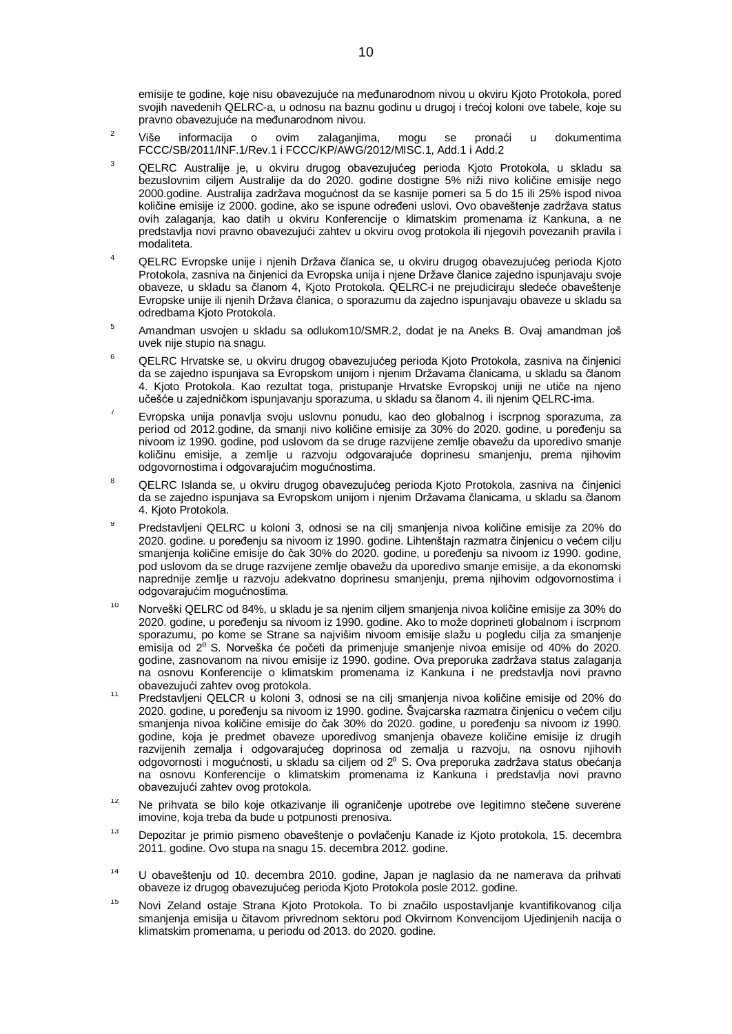emisije te godine, koje nisu obavezujuće na međunarodnom nivou u okviru Kjoto Protokola, pored svojih navedenih QELRC-a, u odnosu na baznu godinu u drugoj i trećoj koloni ove tabele, koje su pravno obavezujuće na međunarodnom nivou.

[2] Više informacija o ovim zalaganjima, mogu se pronaći u dokumentima FCCC/SB/2011/INF.1/Rev.1 i FCCC/KP/AWG/2012/MISC.1, Add.1 i Add.2

[3] QELRC Australije je, u okviru drugog obavezujućeg perioda Kjoto Protokola, u skladu sa bezuslovnim ciljem Australije da do 2020. godine dostigne 5% niži nivo količine emisije nego 2000.godine. Australija zadržava mogućnost da se kasnije pomeri sa 5 do 15 ili 25% ispod nivoa količine emisije iz 2000. godine, ako se ispune određeni uslovi. Ovo obaveštenje zadržava status ovih zalaganja, kao datih u okviru Konferencije o klimatskim promenama iz Kankuna, a ne predstavlja novi pravno obavezujući zahtev u okviru ovog protokola ili njegovih povezanih pravila i modaliteta.

[4] QELRC Evropske unije i njenih Država članica se, u okviru drugog obavezujućeg perioda Kjoto Protokola, zasniva na činjenici da Evropska unija i njene Države članice zajedno ispunjavaju svoje obaveze, u skladu sa članom 4, Kjoto Protokola. QELRC-i ne prejudiciraju sledeće obaveštenje Evropske unije ili njenih Država članica, o sporazumu da zajedno ispunjavaju obaveze u skladu sa odredbama Kjoto Protokola.

[5] Amandman usvojen u skladu sa odlukom10/SMR.2, dodat je na Aneks B. Ovaj amandman još uvek nije stupio na snagu.

[6] QELRC Hrvatske se, u okviru drugog obavezujućeg perioda Kjoto Protokola, zasniva na činjenici da se zajedno ispunjava sa Evropskom unijom i njenim Državama članicama, u skladu sa članom 4. Kjoto Protokola. Kao rezultat toga, pristupanje Hrvatske Evropskoj uniji ne utiče na njeno učešće u zajedničkom ispunjavanju sporazuma, u skladu sa članom 4. ili njenim QELRC-ima.

[7] Evropska unija ponavlja svoju uslovnu ponudu, kao deo globalnog i iscrpnog sporazuma, za period od 2012.godine, da smanji nivo količine emisije za 30% do 2020. godine, u poređenju sa nivoom iz 1990. godine, pod uslovom da se druge razvijene zemlje obavežu da uporedivo smanje količinu emisije, a zemlje u razvoju odgovarajuće doprinesu smanjenju, prema njihovim odgovornostima i odgovarajućim mogućnostima.

[8] QELRC Islanda se, u okviru drugog obavezujućeg perioda Kjoto Protokola, zasniva na činjenici da se zajedno ispunjava sa Evropskom unijom i njenim Državama članicama, u skladu sa članom 4. Kjoto Protokola.

[9] Predstavljeni QELRC u koloni 3, odnosi se na cilj smanjenja nivoa količine emisije za 20% do 2020. godine. u poređenju sa nivoom iz 1990. godine. Lihtenštajn razmatra činjenicu o većem cilju smanjenja količine emisije do čak 30% do 2020. godine, u poređenju sa nivoom iz 1990. godine, pod uslovom da se druge razvijene zemlje obavežu da uporedivo smanje emisije, a da ekonomski naprednije zemlje u razvoju adekvatno doprinesu smanjenju, prema njihovim odgovornostima i odgovarajućim mogućnostima.

[10] Norveški QELRC od 84%, u skladu je sa njenim ciljem smanjenja nivoa količine emisije za 30% do 2020. godine, u poređenju sa nivoom iz 1990. godine. Ako to može doprineti globalnom i iscrpnom sporazumu, po kome se Strane sa najvišim nivoom emisije slažu u pogledu cilja za smanjenje emisija od $2^0$ S. Norveška će početi da primenjuje smanjenje nivoa emisije od 40% do 2020. godine, zasnovanom na nivou emisije iz 1990. godine. Ova preporuka zadržava status zalaganja na osnovu Konferencije o klimatskim promenama iz Kankuna i ne predstavlja novi pravno obavezujući zahtev ovog protokola.

[11] Predstavljeni QELCR u koloni 3, odnosi se na cilj smanjenja nivoa količine emisije od 20% do 2020. godine, u poređenju sa nivoom iz 1990. godine. Švajcarska razmatra činjenicu o većem cilju smanjenja nivoa količine emisije do čak 30% do 2020. godine, u poređenju sa nivoom iz 1990. godine, koja je predmet obaveze uporedivog smanjenja obaveze količine emisije iz drugih razvijenih zemalja i odgovarajućeg doprinosa od zemalja u razvoju, na osnovu njihovih odgovornosti i mogućnosti, u skladu sa ciljem od $2^0$ S. Ova preporuka zadržava status obećanja na osnovu Konferencije o klimatskim promenama iz Kankuna i predstavlja novi pravno obavezujući zahtev ovog protokola.

[12] Ne prihvata se bilo koje otkazivanje ili ograničenje upotrebe ove legitimno stečene suverene imovine, koja treba da bude u potpunosti prenosiva.

[13] Depozitar je primio pismeno obaveštenje o povlačenju Kanade iz Kjoto protokola, 15. decembra 2011. godine. Ovo stupa na snagu 15. decembra 2012. godine.

[14] U obaveštenju od 10. decembra 2010. godine, Japan je naglasio da ne namerava da prihvati obaveze iz drugog obavezujućeg perioda Kjoto Protokola posle 2012. godine.

[15] Novi Zeland ostaje Strana Kjoto Protokola. To bi značilo uspostavljanje kvantifikovanog cilja smanjenja emisija u čitavom privrednom sektoru pod Okvirnom Konvencijom Ujedinjenih nacija o klimatskim promenama, u periodu od 2013. do 2020. godine.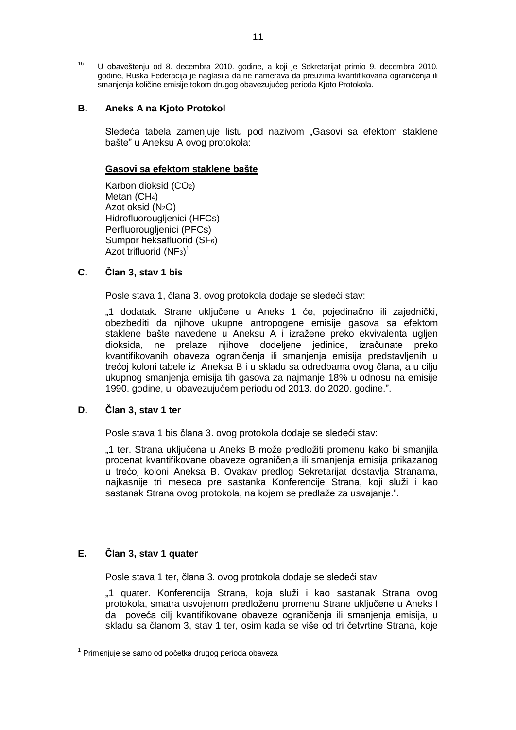[16] U obaveštenju od 8. decembra 2010. godine, a koji je Sekretarijat primio 9. decembra 2010. godine, Ruska Federacija je naglasila da ne namerava da preuzima kvantifikovana ograničenja ili smanjenja količine emisije tokom drugog obavezujućeg perioda Kjoto Protokola.

## B. Aneks A na Kjoto Protokol

Sledeća tabela zamenjuje listu pod nazivom „Gasovi sa efektom staklene bašte" u Aneksu A ovog protokola:

**Gasovi sa efektom staklene bašte**

Karbon dioksid ($CO_2$)
Metan ($CH_4$)
Azot oksid ($N_2O$)
Hidrofluorougljenici (HFCs)
Perfluorougljenici (PFCs)
Sumpor heksafluorid ($SF_6$)
Azot trifluorid ($NF_3$)[1]

## C. Član 3, stav 1 bis

Posle stava 1, člana 3. ovog protokola dodaje se sledeći stav:

„1 dodatak. Strane uključene u Aneks 1 će, pojedinačno ili zajednički, obezbediti da njihove ukupne antropogene emisije gasova sa efektom staklene bašte navedene u Aneksu A i izražene preko ekvivalenta ugljen dioksida, ne prelaze njihove dodeljene jedinice, izračunate preko kvantifikovanih obaveza ograničenja ili smanjenja emisija predstavljenih u trećoj koloni tabele iz Aneksa B i u skladu sa odredbama ovog člana, a u cilju ukupnog smanjenja emisija tih gasova za najmanje 18% u odnosu na emisije 1990. godine, u obavezujućem periodu od 2013. do 2020. godine.".

## D. Član 3, stav 1 ter

Posle stava 1 bis člana 3. ovog protokola dodaje se sledeći stav:

„1 ter. Strana uključena u Aneks B može predložiti promenu kako bi smanjila procenat kvantifikovane obaveze ograničenja ili smanjenja emisija prikazanog u trećoj koloni Aneksa B. Ovakav predlog Sekretarijat dostavlja Stranama, najkasnije tri meseca pre sastanka Konferencije Strana, koji služi i kao sastanak Strana ovog protokola, na kojem se predlaže za usvajanje.".

## E. Član 3, stav 1 quater

Posle stava 1 ter, člana 3. ovog protokola dodaje se sledeći stav:

„1 quater. Konferencija Strana, koja služi i kao sastanak Strana ovog protokola, smatra usvojenom predloženu promenu Strane uključene u Aneks I da poveća cilj kvantifikovane obaveze ograničenja ili smanjenja emisija, u skladu sa članom 3, stav 1 ter, osim kada se više od tri četvrtine Strana, koje

[1] Primenjuje se samo od početka drugog perioda obaveza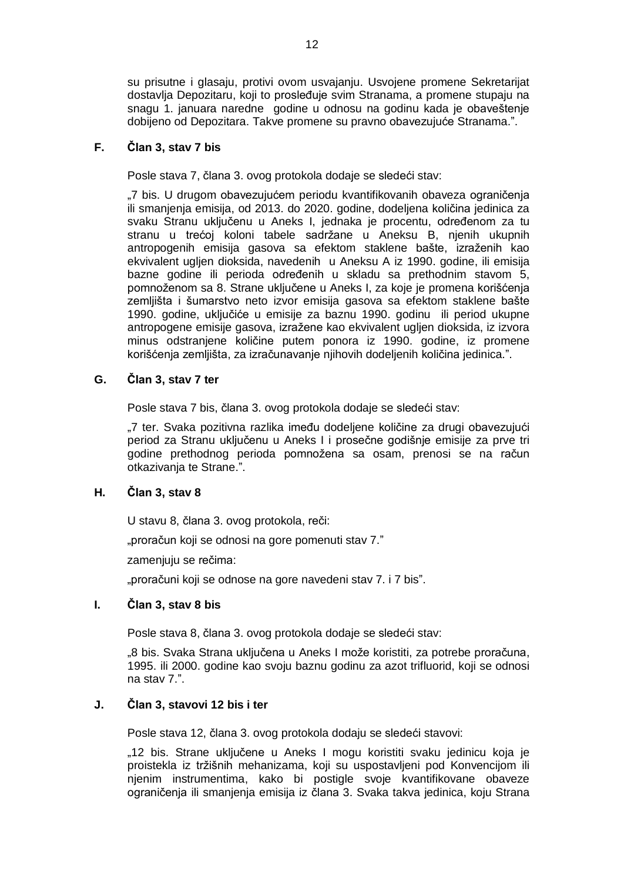su prisutne i glasaju, protivi ovom usvajanju. Usvojene promene Sekretarijat dostavlja Depozitaru, koji to prosleđuje svim Stranama, a promene stupaju na snagu 1. januara naredne godine u odnosu na godinu kada je obaveštenje dobijeno od Depozitara. Takve promene su pravno obavezujuće Stranama.”.

**F. Član 3, stav 7 bis**

Posle stava 7, člana 3. ovog protokola dodaje se sledeći stav:

„7 bis. U drugom obavezujućem periodu kvantifikovanih obaveza ograničenja ili smanjenja emisija, od 2013. do 2020. godine, dodeljena količina jedinica za svaku Stranu uključenu u Aneks I, jednaka je procentu, određenom za tu stranu u trećoj koloni tabele sadržane u Aneksu B, njenih ukupnih antropogenih emisija gasova sa efektom staklene bašte, izraženih kao ekvivalent ugljen dioksida, navedenih u Aneksu A iz 1990. godine, ili emisija bazne godine ili perioda određenih u skladu sa prethodnim stavom 5, pomnoženom sa 8. Strane uključene u Aneks I, za koje je promena korišćenja zemljišta i šumarstvo neto izvor emisija gasova sa efektom staklene bašte 1990. godine, uključiće u emisije za baznu 1990. godinu ili period ukupne antropogene emisije gasova, izražene kao ekvivalent ugljen dioksida, iz izvora minus odstranjene količine putem ponora iz 1990. godine, iz promene korišćenja zemljišta, za izračunavanje njihovih dodeljenih količina jedinica.”.

**G. Član 3, stav 7 ter**

Posle stava 7 bis, člana 3. ovog protokola dodaje se sledeći stav:

„7 ter. Svaka pozitivna razlika između dodeljene količine za drugi obavezujući period za Stranu uključenu u Aneks I i prosečne godišnje emisije za prve tri godine prethodnog perioda pomnožena sa osam, prenosi se na račun otkazivanja te Strane.”.

**H. Član 3, stav 8**

U stavu 8, člana 3. ovog protokola, reči:

„proračun koji se odnosi na gore pomenuti stav 7.”

zamenjuju se rečima:

„proračuni koji se odnose na gore navedeni stav 7. i 7 bis”.

**I. Član 3, stav 8 bis**

Posle stava 8, člana 3. ovog protokola dodaje se sledeći stav:

„8 bis. Svaka Strana uključena u Aneks I može koristiti, za potrebe proračuna, 1995. ili 2000. godine kao svoju baznu godinu za azot trifluorid, koji se odnosi na stav 7.”.

**J. Član 3, stavovi 12 bis i ter**

Posle stava 12, člana 3. ovog protokola dodaju se sledeći stavovi:

„12 bis. Strane uključene u Aneks I mogu koristiti svaku jedinicu koja je proistekla iz tržišnih mehanizama, koji su uspostavljeni pod Konvencijom ili njenim instrumentima, kako bi postigle svoje kvantifikovane obaveze ograničenja ili smanjenja emisija iz člana 3. Svaka takva jedinica, koju Strana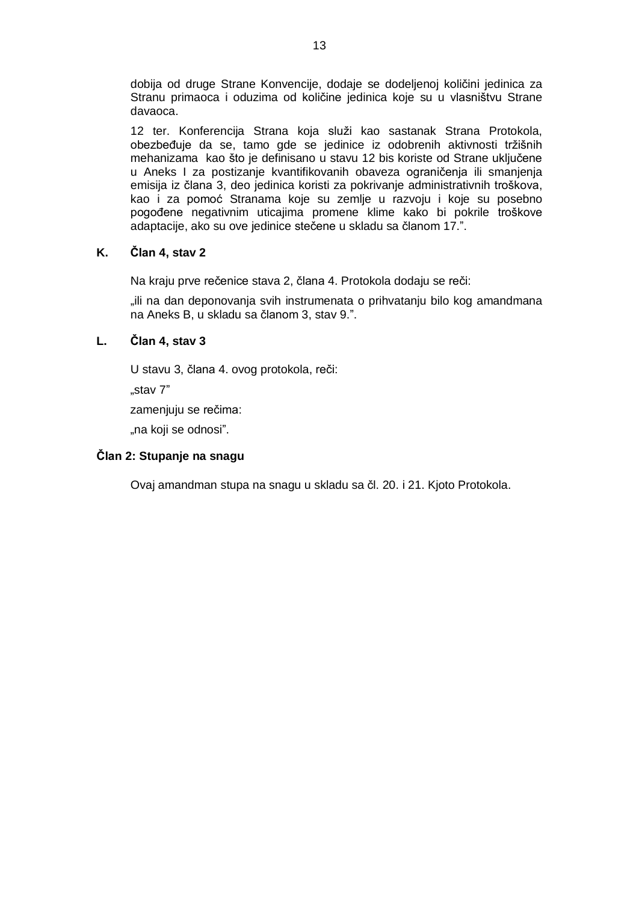dobija od druge Strane Konvencije, dodaje se dodeljenoj količini jedinica za Stranu primaoca i oduzima od količine jedinica koje su u vlasništvu Strane davaoca.

12 ter. Konferencija Strana koja služi kao sastanak Strana Protokola, obezbeđuje da se, tamo gde se jedinice iz odobrenih aktivnosti tržišnih mehanizama kao što je definisano u stavu 12 bis koriste od Strane uključene u Aneks I za postizanje kvantifikovanih obaveza ograničenja ili smanjenja emisija iz člana 3, deo jedinica koristi za pokrivanje administrativnih troškova, kao i za pomoć Stranama koje su zemlje u razvoju i koje su posebno pogođene negativnim uticajima promene klime kako bi pokrile troškove adaptacije, ako su ove jedinice stečene u skladu sa članom 17.”.

### K. Član 4, stav 2

Na kraju prve rečenice stava 2, člana 4. Protokola dodaju se reči:

„ili na dan deponovanja svih instrumenata o prihvatanju bilo kog amandmana na Aneks B, u skladu sa članom 3, stav 9.”.

### L. Član 4, stav 3

U stavu 3, člana 4. ovog protokola, reči:

„stav 7”

zamenjuju se rečima:

„na koji se odnosi”.

## Član 2: Stupanje na snagu

Ovaj amandman stupa na snagu u skladu sa čl. 20. i 21. Kjoto Protokola.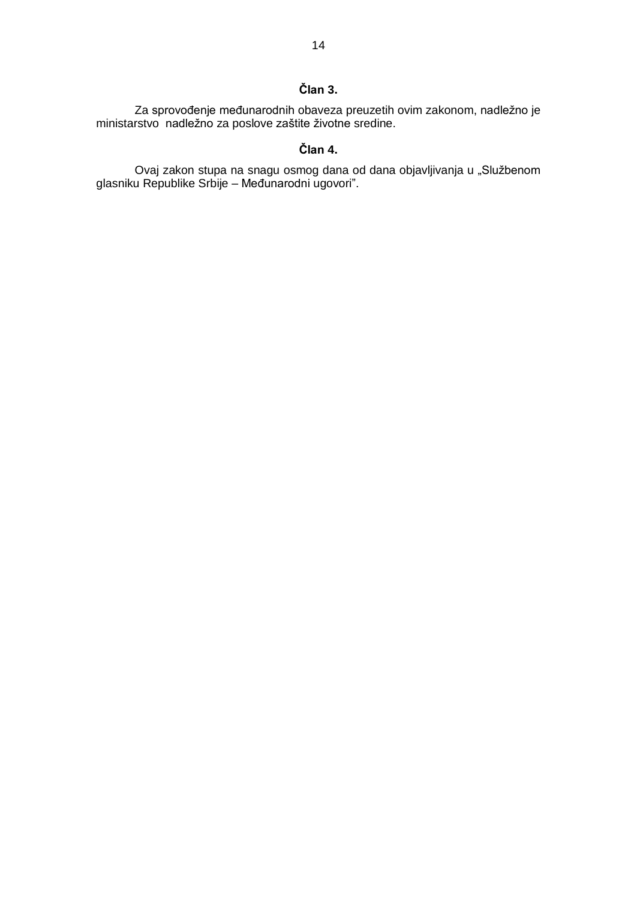**Član 3.**

Za sprovođenje međunarodnih obaveza preuzetih ovim zakonom, nadležno je ministarstvo  nadležno za poslove zaštite životne sredine.

**Član 4.**

Ovaj zakon stupa na snagu osmog dana od dana objavljivanja u „Službenom glasniku Republike Srbije – Međunarodni ugovori”.